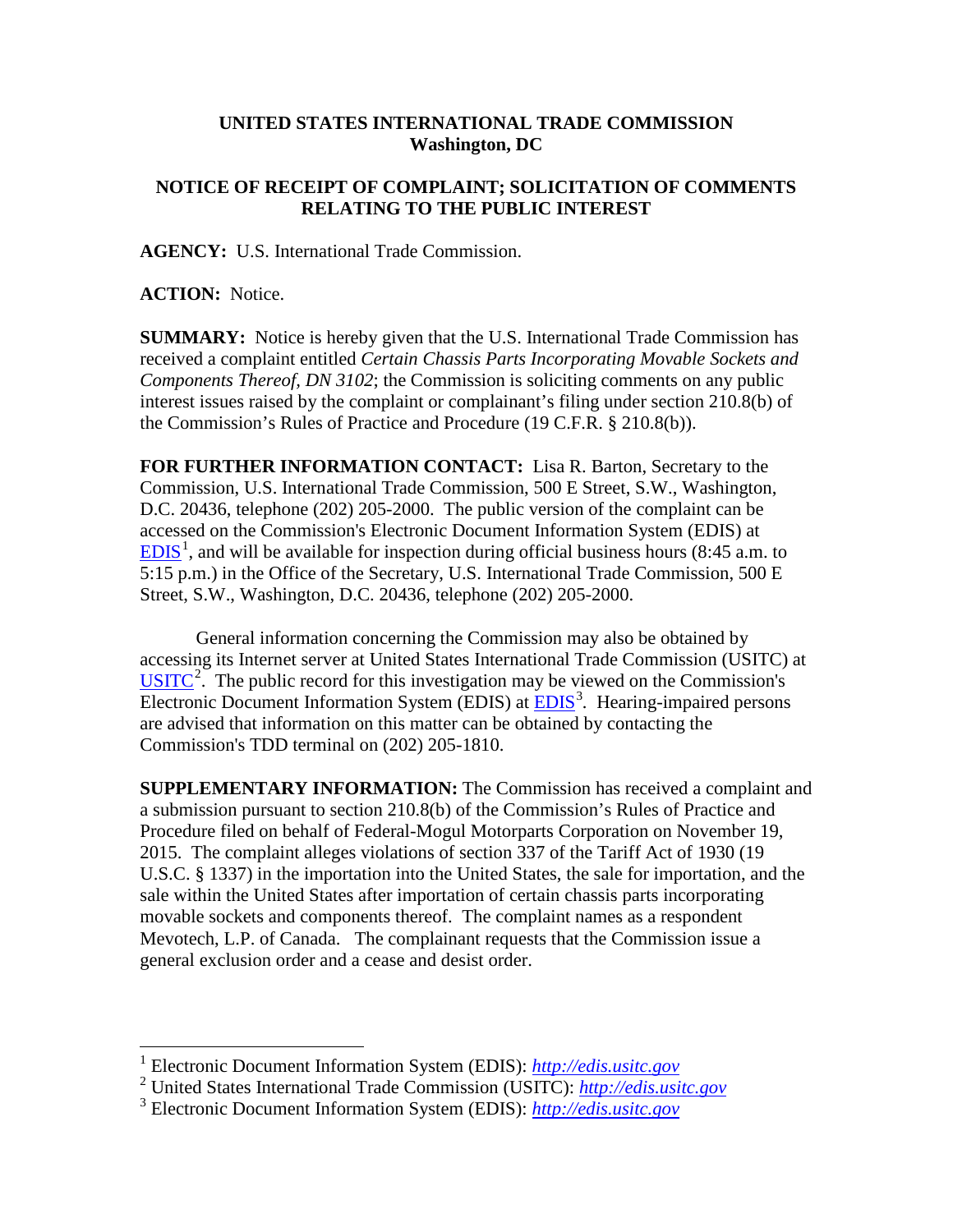**UNITED STATES INTERNATIONAL TRADE COMMISSION**
**Washington, DC**

**NOTICE OF RECEIPT OF COMPLAINT; SOLICITATION OF COMMENTS RELATING TO THE PUBLIC INTEREST**

**AGENCY:** U.S. International Trade Commission.

**ACTION:** Notice.

**SUMMARY:** Notice is hereby given that the U.S. International Trade Commission has received a complaint entitled *Certain Chassis Parts Incorporating Movable Sockets and Components Thereof, DN 3102*; the Commission is soliciting comments on any public interest issues raised by the complaint or complainant's filing under section 210.8(b) of the Commission's Rules of Practice and Procedure (19 C.F.R. § 210.8(b)).

**FOR FURTHER INFORMATION CONTACT:** Lisa R. Barton, Secretary to the Commission, U.S. International Trade Commission, 500 E Street, S.W., Washington, D.C. 20436, telephone (202) 205-2000. The public version of the complaint can be accessed on the Commission's Electronic Document Information System (EDIS) at EDIS[1], and will be available for inspection during official business hours (8:45 a.m. to 5:15 p.m.) in the Office of the Secretary, U.S. International Trade Commission, 500 E Street, S.W., Washington, D.C. 20436, telephone (202) 205-2000.

General information concerning the Commission may also be obtained by accessing its Internet server at United States International Trade Commission (USITC) at USITC[2]. The public record for this investigation may be viewed on the Commission's Electronic Document Information System (EDIS) at EDIS[3]. Hearing-impaired persons are advised that information on this matter can be obtained by contacting the Commission's TDD terminal on (202) 205-1810.

**SUPPLEMENTARY INFORMATION:** The Commission has received a complaint and a submission pursuant to section 210.8(b) of the Commission's Rules of Practice and Procedure filed on behalf of Federal-Mogul Motorparts Corporation on November 19, 2015. The complaint alleges violations of section 337 of the Tariff Act of 1930 (19 U.S.C. § 1337) in the importation into the United States, the sale for importation, and the sale within the United States after importation of certain chassis parts incorporating movable sockets and components thereof. The complaint names as a respondent Mevotech, L.P. of Canada. The complainant requests that the Commission issue a general exclusion order and a cease and desist order.

---

[1] Electronic Document Information System (EDIS): *http://edis.usitc.gov*

[2] United States International Trade Commission (USITC): *http://edis.usitc.gov*

[3] Electronic Document Information System (EDIS): *http://edis.usitc.gov*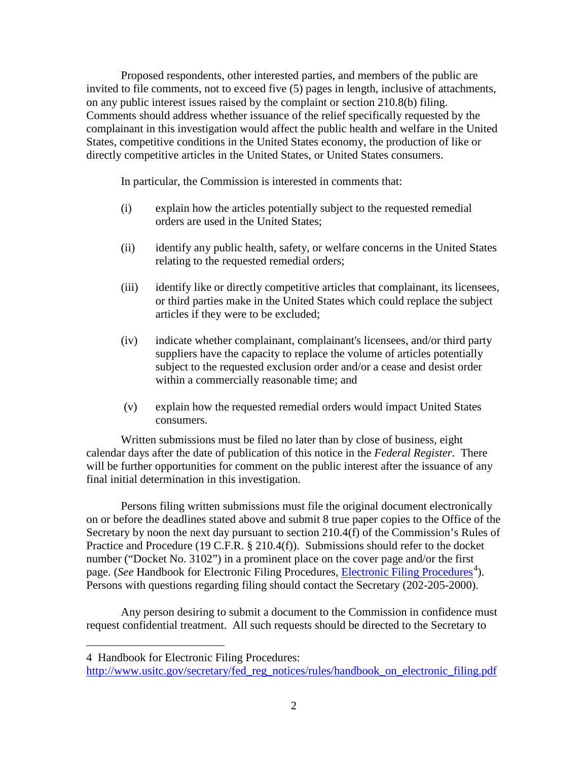Proposed respondents, other interested parties, and members of the public are invited to file comments, not to exceed five (5) pages in length, inclusive of attachments, on any public interest issues raised by the complaint or section 210.8(b) filing. Comments should address whether issuance of the relief specifically requested by the complainant in this investigation would affect the public health and welfare in the United States, competitive conditions in the United States economy, the production of like or directly competitive articles in the United States, or United States consumers.

In particular, the Commission is interested in comments that:

(i) explain how the articles potentially subject to the requested remedial orders are used in the United States;

(ii) identify any public health, safety, or welfare concerns in the United States relating to the requested remedial orders;

(iii) identify like or directly competitive articles that complainant, its licensees, or third parties make in the United States which could replace the subject articles if they were to be excluded;

(iv) indicate whether complainant, complainant's licensees, and/or third party suppliers have the capacity to replace the volume of articles potentially subject to the requested exclusion order and/or a cease and desist order within a commercially reasonable time; and

(v) explain how the requested remedial orders would impact United States consumers.

Written submissions must be filed no later than by close of business, eight calendar days after the date of publication of this notice in the *Federal Register*. There will be further opportunities for comment on the public interest after the issuance of any final initial determination in this investigation.

Persons filing written submissions must file the original document electronically on or before the deadlines stated above and submit 8 true paper copies to the Office of the Secretary by noon the next day pursuant to section 210.4(f) of the Commission's Rules of Practice and Procedure (19 C.F.R. § 210.4(f)). Submissions should refer to the docket number ("Docket No. 3102") in a prominent place on the cover page and/or the first page. (*See* Handbook for Electronic Filing Procedures, Electronic Filing Procedures[4]). Persons with questions regarding filing should contact the Secretary (202-205-2000).

Any person desiring to submit a document to the Commission in confidence must request confidential treatment. All such requests should be directed to the Secretary to

---

4 Handbook for Electronic Filing Procedures: http://www.usitc.gov/secretary/fed_reg_notices/rules/handbook_on_electronic_filing.pdf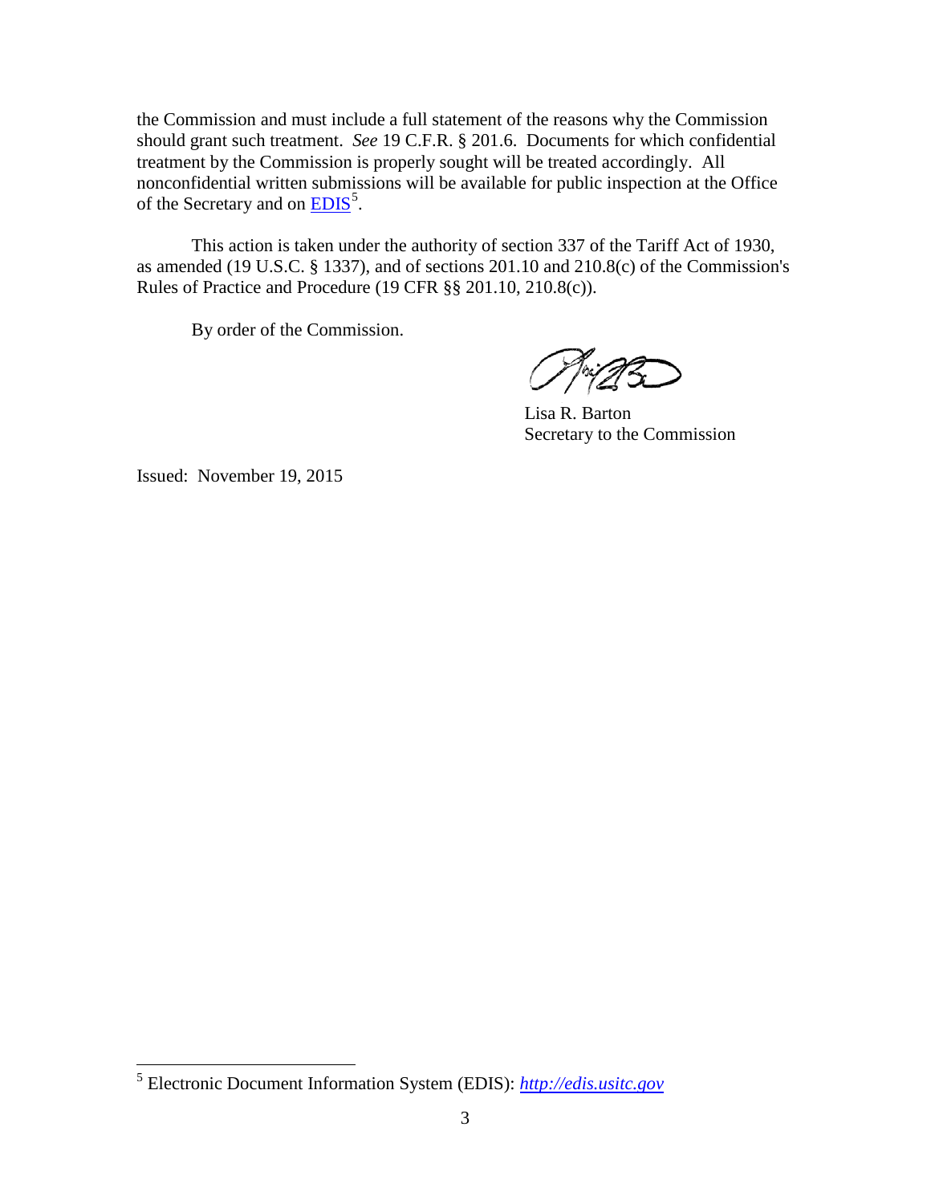the Commission and must include a full statement of the reasons why the Commission should grant such treatment. *See* 19 C.F.R. § 201.6. Documents for which confidential treatment by the Commission is properly sought will be treated accordingly. All nonconfidential written submissions will be available for public inspection at the Office of the Secretary and on EDIS[5].

This action is taken under the authority of section 337 of the Tariff Act of 1930, as amended (19 U.S.C. § 1337), and of sections 201.10 and 210.8(c) of the Commission's Rules of Practice and Procedure (19 CFR §§ 201.10, 210.8(c)).

By order of the Commission.

Lisa R. Barton
Secretary to the Commission

Issued: November 19, 2015

[5] Electronic Document Information System (EDIS): *http://edis.usitc.gov*